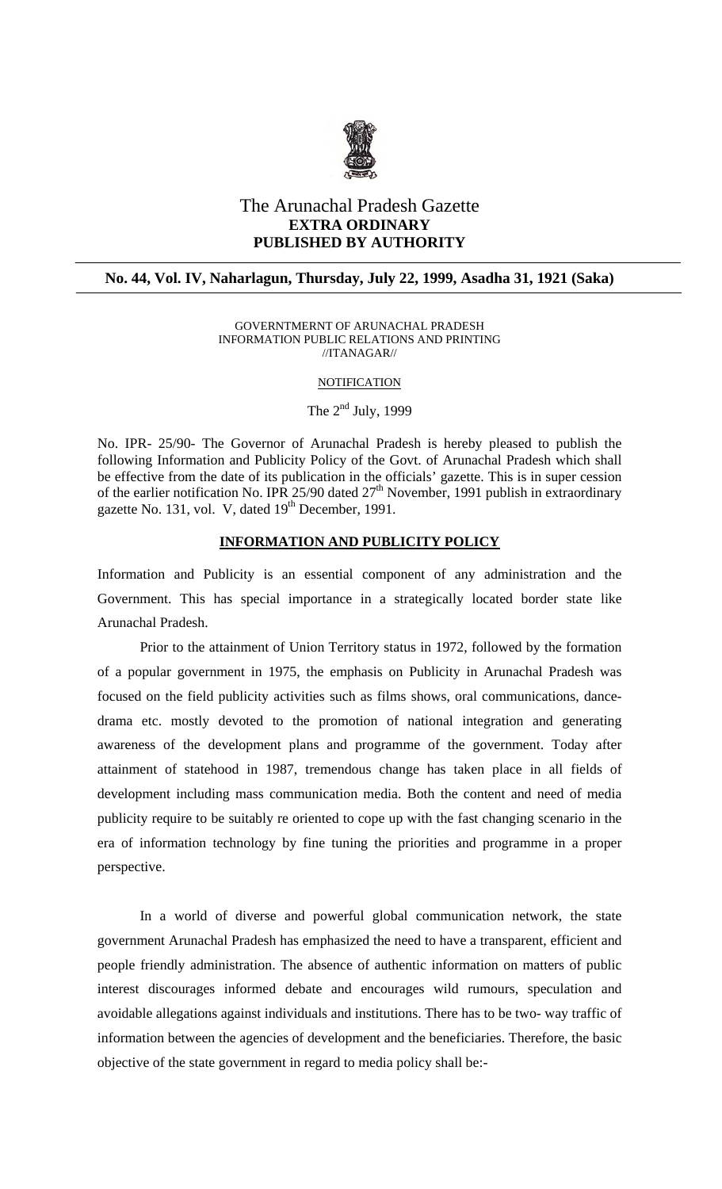# The Arunachal Pradesh Gazette
**EXTRA ORDINARY**
**PUBLISHED BY AUTHORITY**

**No. 44, Vol. IV, Naharlagun, Thursday, July 22, 1999, Asadha 31, 1921 (Saka)**

GOVERNTMERNT OF ARUNACHAL PRADESH
INFORMATION PUBLIC RELATIONS AND PRINTING
//ITANAGAR//

NOTIFICATION

The 2nd July, 1999

No. IPR- 25/90- The Governor of Arunachal Pradesh is hereby pleased to publish the following Information and Publicity Policy of the Govt. of Arunachal Pradesh which shall be effective from the date of its publication in the officials' gazette. This is in super cession of the earlier notification No. IPR 25/90 dated 27th November, 1991 publish in extraordinary gazette No. 131, vol. V, dated 19th December, 1991.

## INFORMATION AND PUBLICITY POLICY

Information and Publicity is an essential component of any administration and the Government. This has special importance in a strategically located border state like Arunachal Pradesh.

Prior to the attainment of Union Territory status in 1972, followed by the formation of a popular government in 1975, the emphasis on Publicity in Arunachal Pradesh was focused on the field publicity activities such as films shows, oral communications, dance-drama etc. mostly devoted to the promotion of national integration and generating awareness of the development plans and programme of the government. Today after attainment of statehood in 1987, tremendous change has taken place in all fields of development including mass communication media. Both the content and need of media publicity require to be suitably re oriented to cope up with the fast changing scenario in the era of information technology by fine tuning the priorities and programme in a proper perspective.

In a world of diverse and powerful global communication network, the state government Arunachal Pradesh has emphasized the need to have a transparent, efficient and people friendly administration. The absence of authentic information on matters of public interest discourages informed debate and encourages wild rumours, speculation and avoidable allegations against individuals and institutions. There has to be two- way traffic of information between the agencies of development and the beneficiaries. Therefore, the basic objective of the state government in regard to media policy shall be:-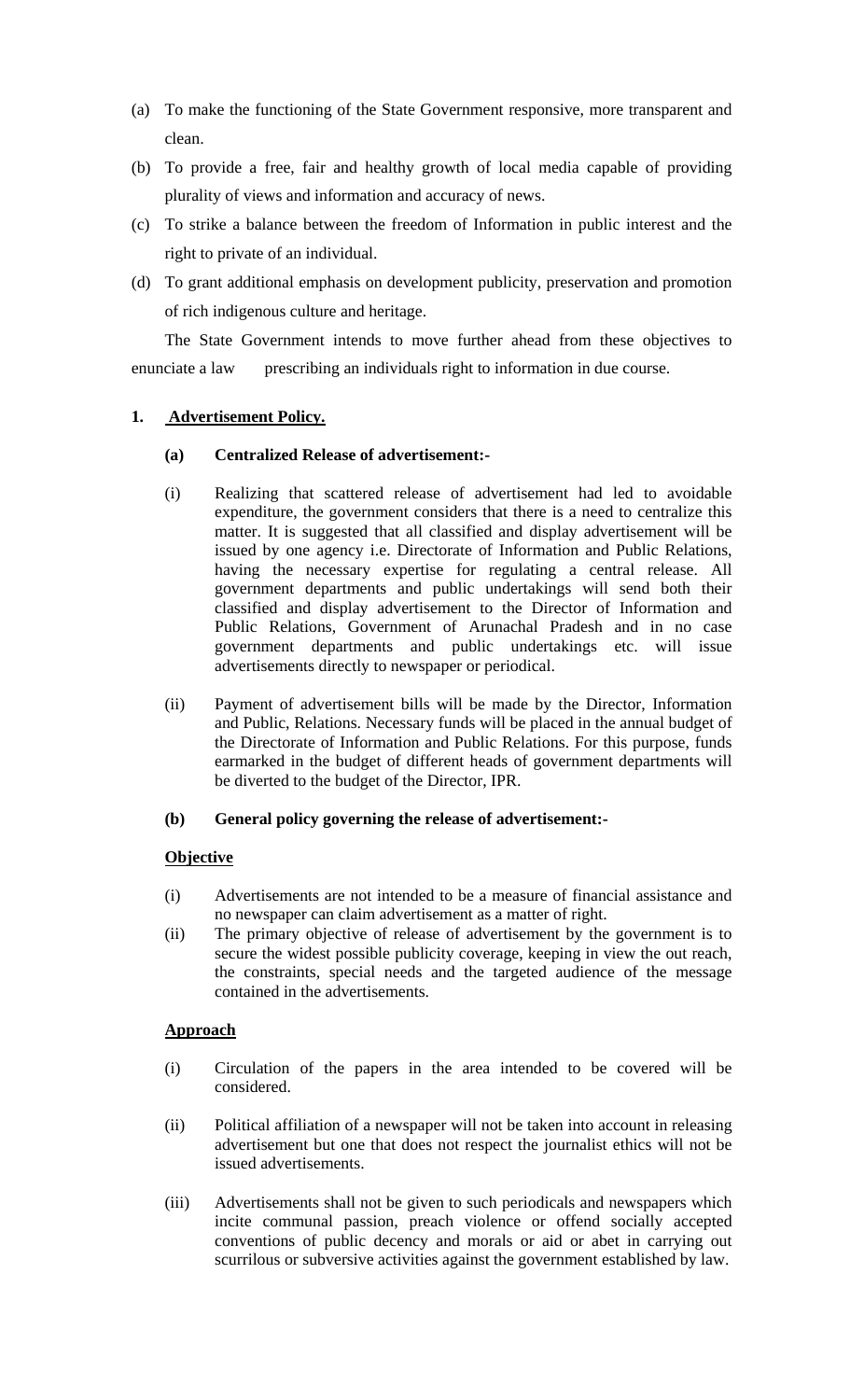(a) To make the functioning of the State Government responsive, more transparent and clean.

(b) To provide a free, fair and healthy growth of local media capable of providing plurality of views and information and accuracy of news.

(c) To strike a balance between the freedom of Information in public interest and the right to private of an individual.

(d) To grant additional emphasis on development publicity, preservation and promotion of rich indigenous culture and heritage.

The State Government intends to move further ahead from these objectives to enunciate a law prescribing an individuals right to information in due course.

**1. Advertisement Policy.**

**(a) Centralized Release of advertisement:-**

(i) Realizing that scattered release of advertisement had led to avoidable expenditure, the government considers that there is a need to centralize this matter. It is suggested that all classified and display advertisement will be issued by one agency i.e. Directorate of Information and Public Relations, having the necessary expertise for regulating a central release. All government departments and public undertakings will send both their classified and display advertisement to the Director of Information and Public Relations, Government of Arunachal Pradesh and in no case government departments and public undertakings etc. will issue advertisements directly to newspaper or periodical.

(ii) Payment of advertisement bills will be made by the Director, Information and Public, Relations. Necessary funds will be placed in the annual budget of the Directorate of Information and Public Relations. For this purpose, funds earmarked in the budget of different heads of government departments will be diverted to the budget of the Director, IPR.

**(b) General policy governing the release of advertisement:-**

**Objective**

(i) Advertisements are not intended to be a measure of financial assistance and no newspaper can claim advertisement as a matter of right.

(ii) The primary objective of release of advertisement by the government is to secure the widest possible publicity coverage, keeping in view the out reach, the constraints, special needs and the targeted audience of the message contained in the advertisements.

**Approach**

(i) Circulation of the papers in the area intended to be covered will be considered.

(ii) Political affiliation of a newspaper will not be taken into account in releasing advertisement but one that does not respect the journalist ethics will not be issued advertisements.

(iii) Advertisements shall not be given to such periodicals and newspapers which incite communal passion, preach violence or offend socially accepted conventions of public decency and morals or aid or abet in carrying out scurrilous or subversive activities against the government established by law.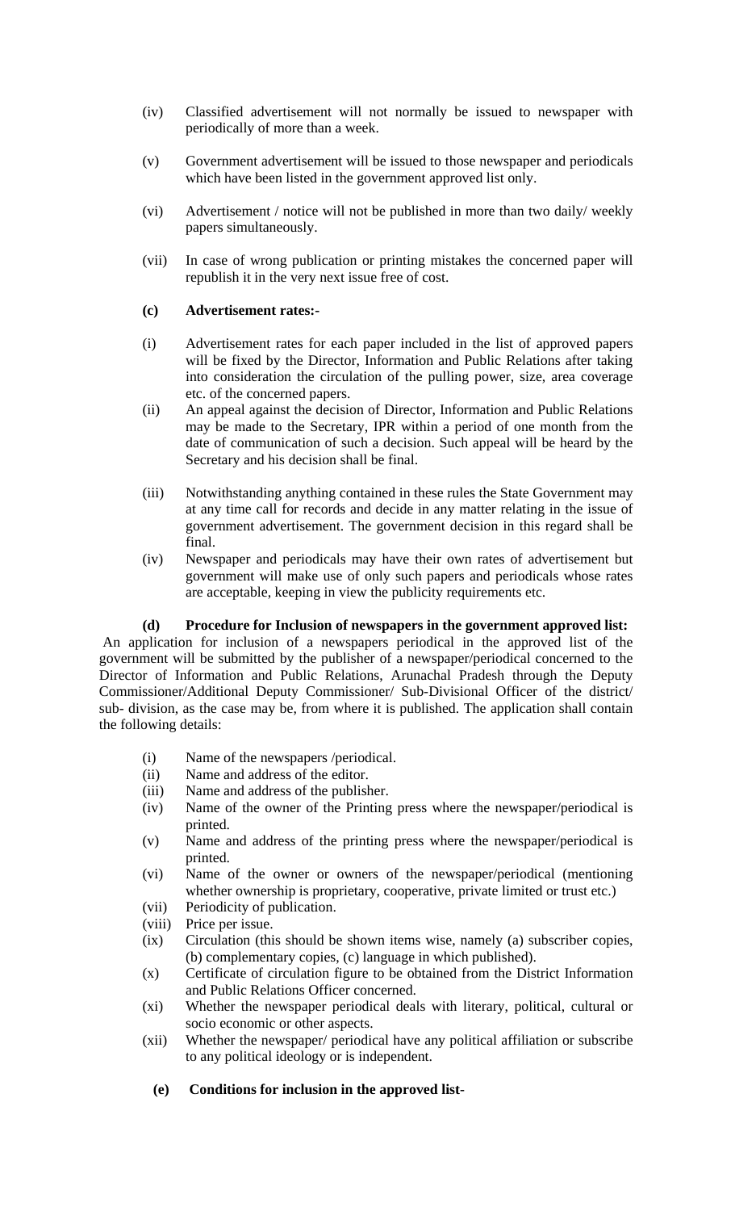(iv) Classified advertisement will not normally be issued to newspaper with periodically of more than a week.

(v) Government advertisement will be issued to those newspaper and periodicals which have been listed in the government approved list only.

(vi) Advertisement / notice will not be published in more than two daily/ weekly papers simultaneously.

(vii) In case of wrong publication or printing mistakes the concerned paper will republish it in the very next issue free of cost.

**(c) Advertisement rates:-**

(i) Advertisement rates for each paper included in the list of approved papers will be fixed by the Director, Information and Public Relations after taking into consideration the circulation of the pulling power, size, area coverage etc. of the concerned papers.

(ii) An appeal against the decision of Director, Information and Public Relations may be made to the Secretary, IPR within a period of one month from the date of communication of such a decision. Such appeal will be heard by the Secretary and his decision shall be final.

(iii) Notwithstanding anything contained in these rules the State Government may at any time call for records and decide in any matter relating in the issue of government advertisement. The government decision in this regard shall be final.

(iv) Newspaper and periodicals may have their own rates of advertisement but government will make use of only such papers and periodicals whose rates are acceptable, keeping in view the publicity requirements etc.

**(d) Procedure for Inclusion of newspapers in the government approved list:**

An application for inclusion of a newspapers periodical in the approved list of the government will be submitted by the publisher of a newspaper/periodical concerned to the Director of Information and Public Relations, Arunachal Pradesh through the Deputy Commissioner/Additional Deputy Commissioner/ Sub-Divisional Officer of the district/ sub- division, as the case may be, from where it is published. The application shall contain the following details:

(i) Name of the newspapers /periodical.
(ii) Name and address of the editor.
(iii) Name and address of the publisher.
(iv) Name of the owner of the Printing press where the newspaper/periodical is printed.
(v) Name and address of the printing press where the newspaper/periodical is printed.
(vi) Name of the owner or owners of the newspaper/periodical (mentioning whether ownership is proprietary, cooperative, private limited or trust etc.)
(vii) Periodicity of publication.
(viii) Price per issue.
(ix) Circulation (this should be shown items wise, namely (a) subscriber copies, (b) complementary copies, (c) language in which published).
(x) Certificate of circulation figure to be obtained from the District Information and Public Relations Officer concerned.
(xi) Whether the newspaper periodical deals with literary, political, cultural or socio economic or other aspects.
(xii) Whether the newspaper/ periodical have any political affiliation or subscribe to any political ideology or is independent.

**(e) Conditions for inclusion in the approved list-**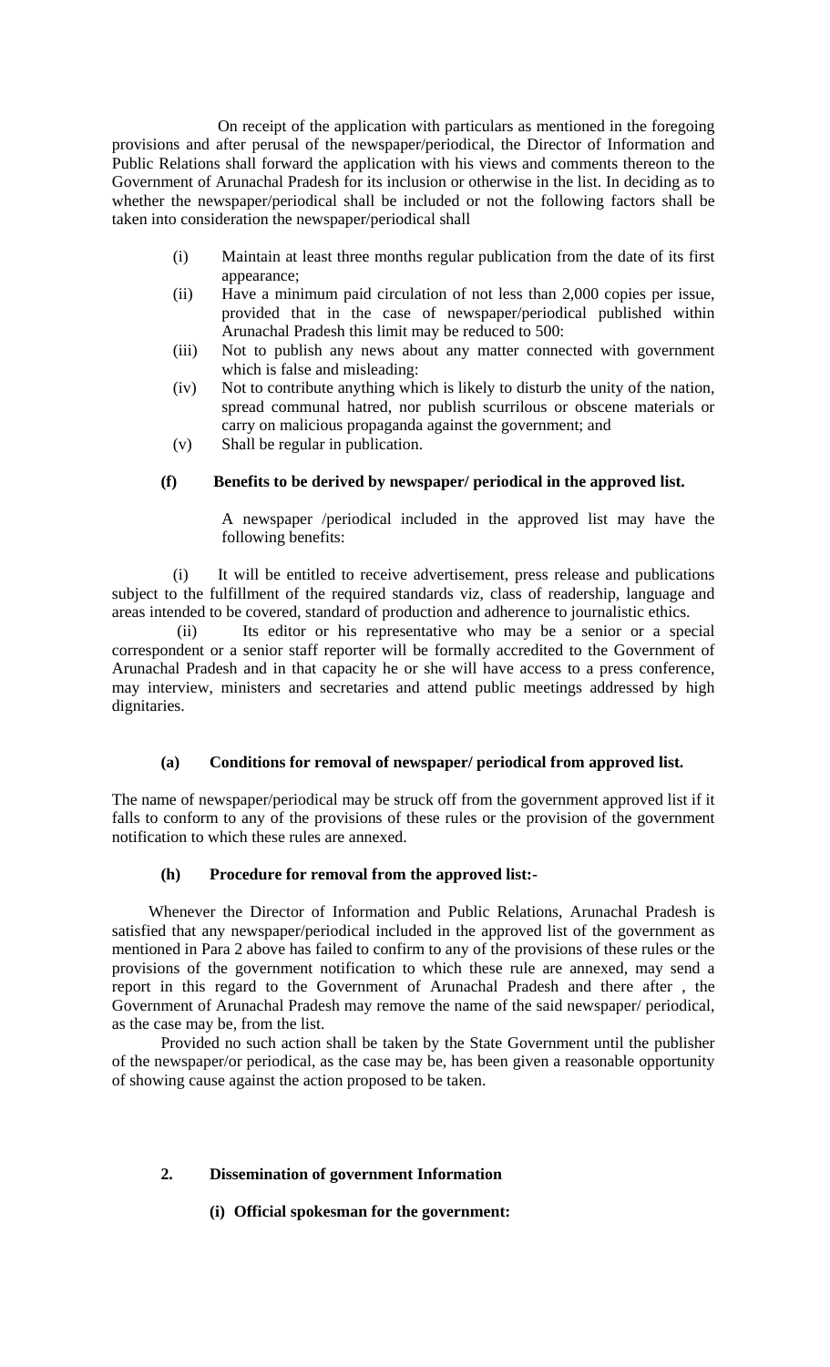On receipt of the application with particulars as mentioned in the foregoing provisions and after perusal of the newspaper/periodical, the Director of Information and Public Relations shall forward the application with his views and comments thereon to the Government of Arunachal Pradesh for its inclusion or otherwise in the list. In deciding as to whether the newspaper/periodical shall be included or not the following factors shall be taken into consideration the newspaper/periodical shall

(i) Maintain at least three months regular publication from the date of its first appearance;

(ii) Have a minimum paid circulation of not less than 2,000 copies per issue, provided that in the case of newspaper/periodical published within Arunachal Pradesh this limit may be reduced to 500:

(iii) Not to publish any news about any matter connected with government which is false and misleading:

(iv) Not to contribute anything which is likely to disturb the unity of the nation, spread communal hatred, nor publish scurrilous or obscene materials or carry on malicious propaganda against the government; and

(v) Shall be regular in publication.

**(f) Benefits to be derived by newspaper/ periodical in the approved list.**

A newspaper /periodical included in the approved list may have the following benefits:

(i) It will be entitled to receive advertisement, press release and publications subject to the fulfillment of the required standards viz, class of readership, language and areas intended to be covered, standard of production and adherence to journalistic ethics.

(ii) Its editor or his representative who may be a senior or a special correspondent or a senior staff reporter will be formally accredited to the Government of Arunachal Pradesh and in that capacity he or she will have access to a press conference, may interview, ministers and secretaries and attend public meetings addressed by high dignitaries.

**(a) Conditions for removal of newspaper/ periodical from approved list.**

The name of newspaper/periodical may be struck off from the government approved list if it falls to conform to any of the provisions of these rules or the provision of the government notification to which these rules are annexed.

**(h) Procedure for removal from the approved list:-**

Whenever the Director of Information and Public Relations, Arunachal Pradesh is satisfied that any newspaper/periodical included in the approved list of the government as mentioned in Para 2 above has failed to confirm to any of the provisions of these rules or the provisions of the government notification to which these rule are annexed, may send a report in this regard to the Government of Arunachal Pradesh and there after , the Government of Arunachal Pradesh may remove the name of the said newspaper/ periodical, as the case may be, from the list.

Provided no such action shall be taken by the State Government until the publisher of the newspaper/or periodical, as the case may be, has been given a reasonable opportunity of showing cause against the action proposed to be taken.

**2. Dissemination of government Information**

**(i) Official spokesman for the government:**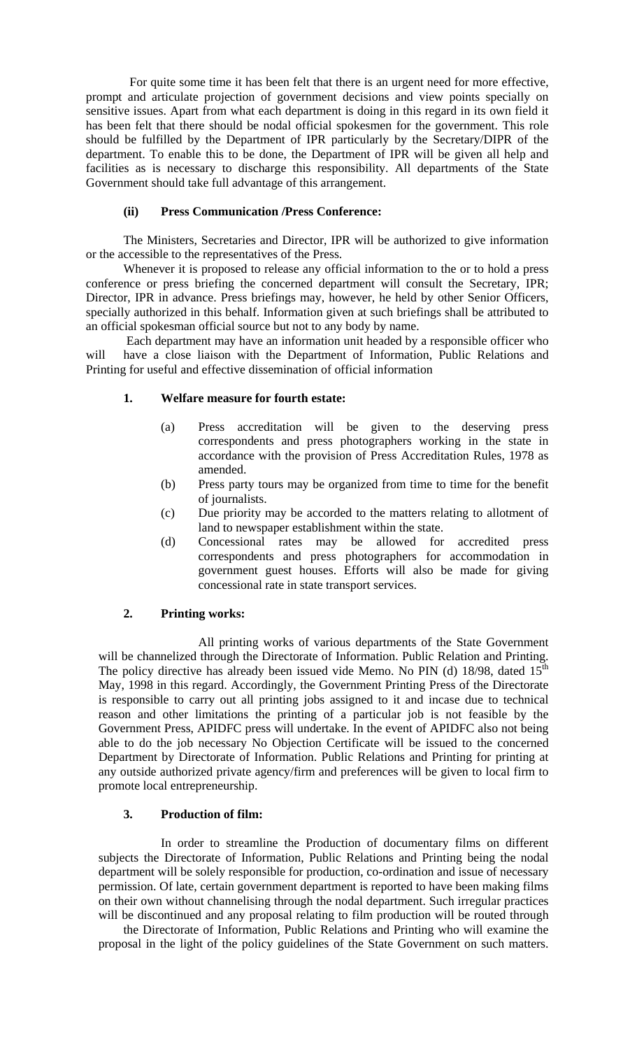For quite some time it has been felt that there is an urgent need for more effective, prompt and articulate projection of government decisions and view points specially on sensitive issues. Apart from what each department is doing in this regard in its own field it has been felt that there should be nodal official spokesmen for the government. This role should be fulfilled by the Department of IPR particularly by the Secretary/DIPR of the department. To enable this to be done, the Department of IPR will be given all help and facilities as is necessary to discharge this responsibility. All departments of the State Government should take full advantage of this arrangement.

### (ii) Press Communication /Press Conference:

The Ministers, Secretaries and Director, IPR will be authorized to give information or the accessible to the representatives of the Press.

Whenever it is proposed to release any official information to the or to hold a press conference or press briefing the concerned department will consult the Secretary, IPR; Director, IPR in advance. Press briefings may, however, he held by other Senior Officers, specially authorized in this behalf. Information given at such briefings shall be attributed to an official spokesman official source but not to any body by name.

Each department may have an information unit headed by a responsible officer who will have a close liaison with the Department of Information, Public Relations and Printing for useful and effective dissemination of official information

### 1. Welfare measure for fourth estate:

(a) Press accreditation will be given to the deserving press correspondents and press photographers working in the state in accordance with the provision of Press Accreditation Rules, 1978 as amended.

(b) Press party tours may be organized from time to time for the benefit of journalists.

(c) Due priority may be accorded to the matters relating to allotment of land to newspaper establishment within the state.

(d) Concessional rates may be allowed for accredited press correspondents and press photographers for accommodation in government guest houses. Efforts will also be made for giving concessional rate in state transport services.

### 2. Printing works:

All printing works of various departments of the State Government will be channelized through the Directorate of Information. Public Relation and Printing. The policy directive has already been issued vide Memo. No PIN (d) 18/98, dated 15th May, 1998 in this regard. Accordingly, the Government Printing Press of the Directorate is responsible to carry out all printing jobs assigned to it and incase due to technical reason and other limitations the printing of a particular job is not feasible by the Government Press, APIDFC press will undertake. In the event of APIDFC also not being able to do the job necessary No Objection Certificate will be issued to the concerned Department by Directorate of Information. Public Relations and Printing for printing at any outside authorized private agency/firm and preferences will be given to local firm to promote local entrepreneurship.

### 3. Production of film:

In order to streamline the Production of documentary films on different subjects the Directorate of Information, Public Relations and Printing being the nodal department will be solely responsible for production, co-ordination and issue of necessary permission. Of late, certain government department is reported to have been making films on their own without channelising through the nodal department. Such irregular practices will be discontinued and any proposal relating to film production will be routed through the Directorate of Information, Public Relations and Printing who will examine the proposal in the light of the policy guidelines of the State Government on such matters.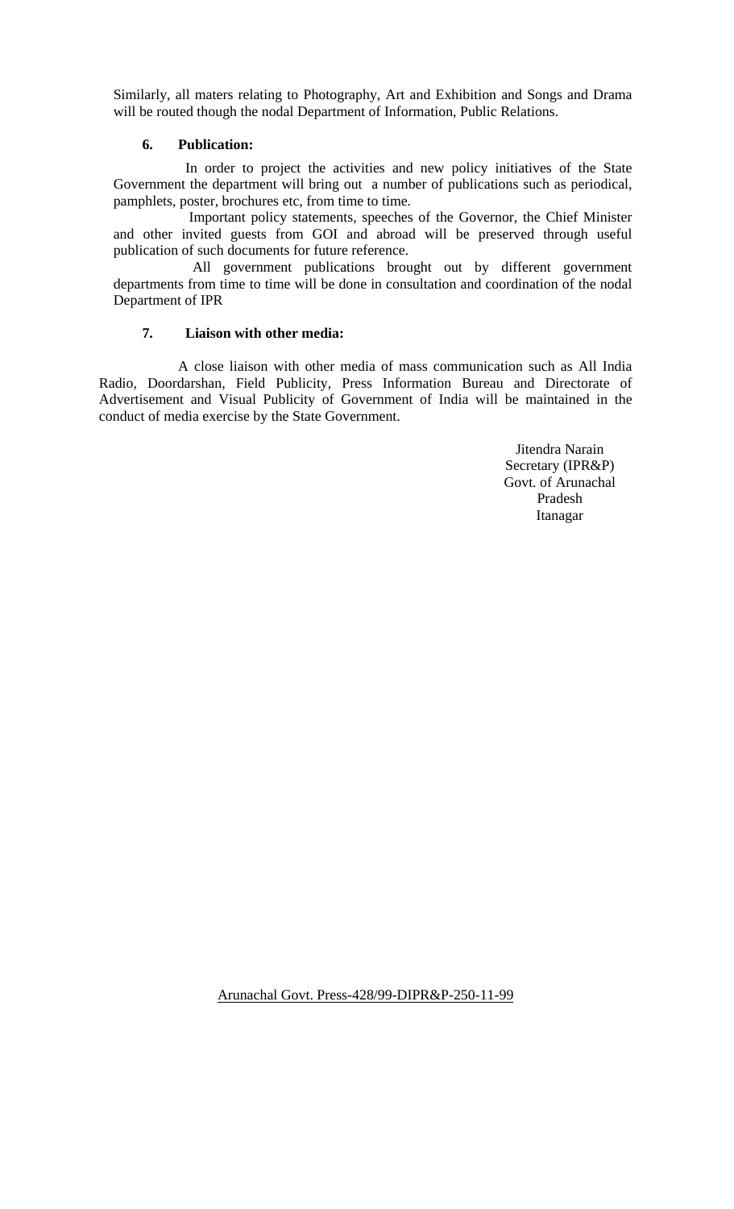Similarly, all maters relating to Photography, Art and Exhibition and Songs and Drama will be routed though the nodal Department of Information, Public Relations.

**6. Publication:**

In order to project the activities and new policy initiatives of the State Government the department will bring out a number of publications such as periodical, pamphlets, poster, brochures etc, from time to time.

Important policy statements, speeches of the Governor, the Chief Minister and other invited guests from GOI and abroad will be preserved through useful publication of such documents for future reference.

All government publications brought out by different government departments from time to time will be done in consultation and coordination of the nodal Department of IPR

**7. Liaison with other media:**

A close liaison with other media of mass communication such as All India Radio, Doordarshan, Field Publicity, Press Information Bureau and Directorate of Advertisement and Visual Publicity of Government of India will be maintained in the conduct of media exercise by the State Government.

Jitendra Narain
Secretary (IPR&P)
Govt. of Arunachal Pradesh
Itanagar

Arunachal Govt. Press-428/99-DIPR&P-250-11-99